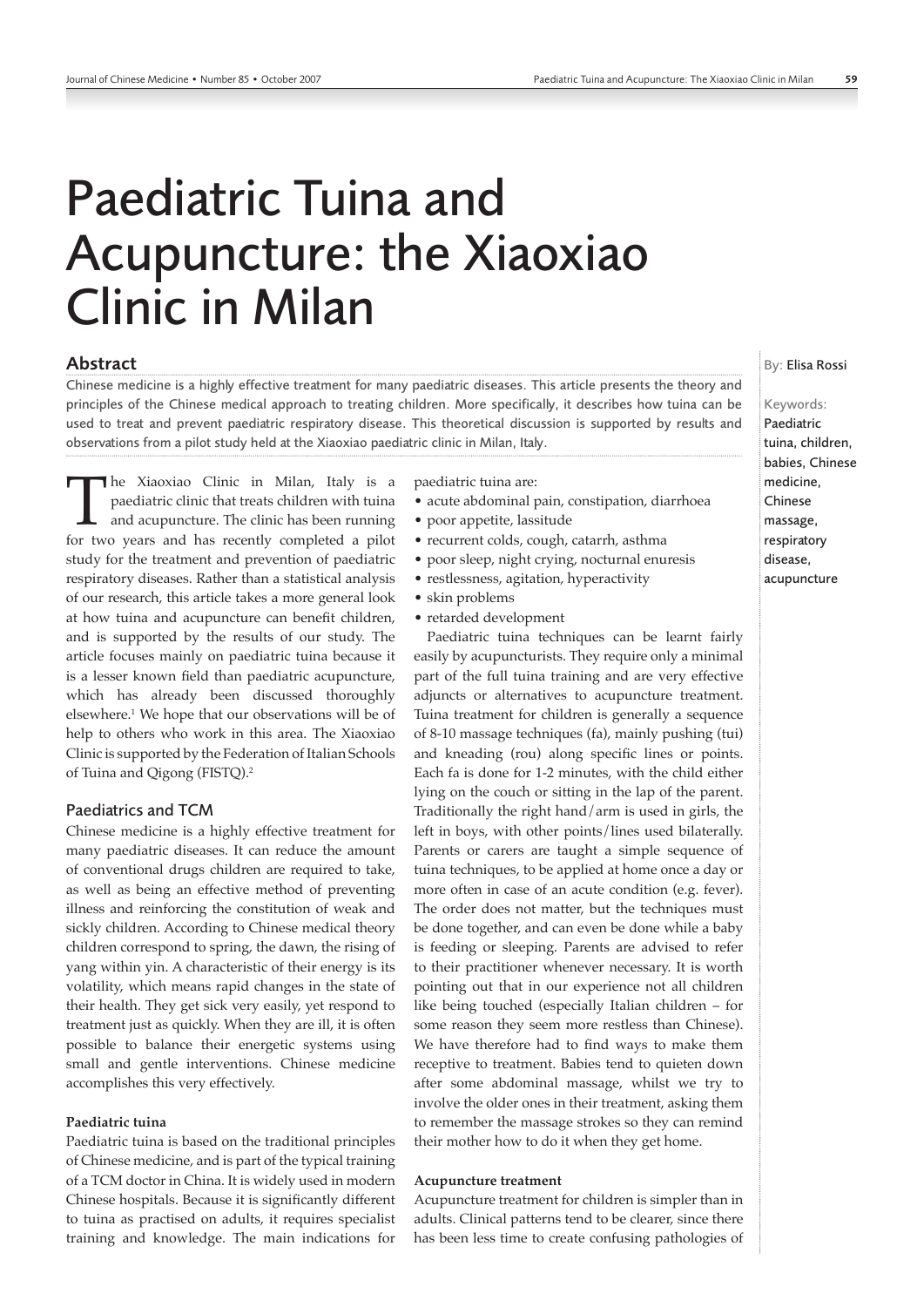# Paediatric Tuina and Acupuncture: the Xiaoxiao Clinic in Milan

By: Elisa Rossi

Keywords: Paediatric tuina, children, babies, Chinese medicine, Chinese massage, respiratory disease, acupuncture

## Abstract

Chinese medicine is a highly effective treatment for many paediatric diseases. This article presents the theory and principles of the Chinese medical approach to treating children. More specifically, it describes how tuina can be used to treat and prevent paediatric respiratory disease. This theoretical discussion is supported by results and observations from a pilot study held at the Xiaoxiao paediatric clinic in Milan, Italy.

The Xiaoxiao Clinic in Milan, Italy is a paediatric clinic that treats children with tuina and acupuncture. The clinic has been running for two years and has recently completed a pilot study for the treatment and prevention of paediatric respiratory diseases. Rather than a statistical analysis of our research, this article takes a more general look at how tuina and acupuncture can benefit children, and is supported by the results of our study. The article focuses mainly on paediatric tuina because it is a lesser known field than paediatric acupuncture, which has already been discussed thoroughly elsewhere.[1] We hope that our observations will be of help to others who work in this area. The Xiaoxiao Clinic is supported by the Federation of Italian Schools of Tuina and Qigong (FISTQ).[2]

### Paediatrics and TCM

Chinese medicine is a highly effective treatment for many paediatric diseases. It can reduce the amount of conventional drugs children are required to take, as well as being an effective method of preventing illness and reinforcing the constitution of weak and sickly children. According to Chinese medical theory children correspond to spring, the dawn, the rising of yang within yin. A characteristic of their energy is its volatility, which means rapid changes in the state of their health. They get sick very easily, yet respond to treatment just as quickly. When they are ill, it is often possible to balance their energetic systems using small and gentle interventions. Chinese medicine accomplishes this very effectively.

#### Paediatric tuina

Paediatric tuina is based on the traditional principles of Chinese medicine, and is part of the typical training of a TCM doctor in China. It is widely used in modern Chinese hospitals. Because it is significantly different to tuina as practised on adults, it requires specialist training and knowledge. The main indications for paediatric tuina are:

- acute abdominal pain, constipation, diarrhoea
- poor appetite, lassitude
- recurrent colds, cough, catarrh, asthma
- poor sleep, night crying, nocturnal enuresis
- restlessness, agitation, hyperactivity
- skin problems
- retarded development

Paediatric tuina techniques can be learnt fairly easily by acupuncturists. They require only a minimal part of the full tuina training and are very effective adjuncts or alternatives to acupuncture treatment. Tuina treatment for children is generally a sequence of 8-10 massage techniques (fa), mainly pushing (tui) and kneading (rou) along specific lines or points. Each fa is done for 1-2 minutes, with the child either lying on the couch or sitting in the lap of the parent. Traditionally the right hand/arm is used in girls, the left in boys, with other points/lines used bilaterally. Parents or carers are taught a simple sequence of tuina techniques, to be applied at home once a day or more often in case of an acute condition (e.g. fever). The order does not matter, but the techniques must be done together, and can even be done while a baby is feeding or sleeping. Parents are advised to refer to their practitioner whenever necessary. It is worth pointing out that in our experience not all children like being touched (especially Italian children – for some reason they seem more restless than Chinese). We have therefore had to find ways to make them receptive to treatment. Babies tend to quieten down after some abdominal massage, whilst we try to involve the older ones in their treatment, asking them to remember the massage strokes so they can remind their mother how to do it when they get home.

#### Acupuncture treatment

Acupuncture treatment for children is simpler than in adults. Clinical patterns tend to be clearer, since there has been less time to create confusing pathologies of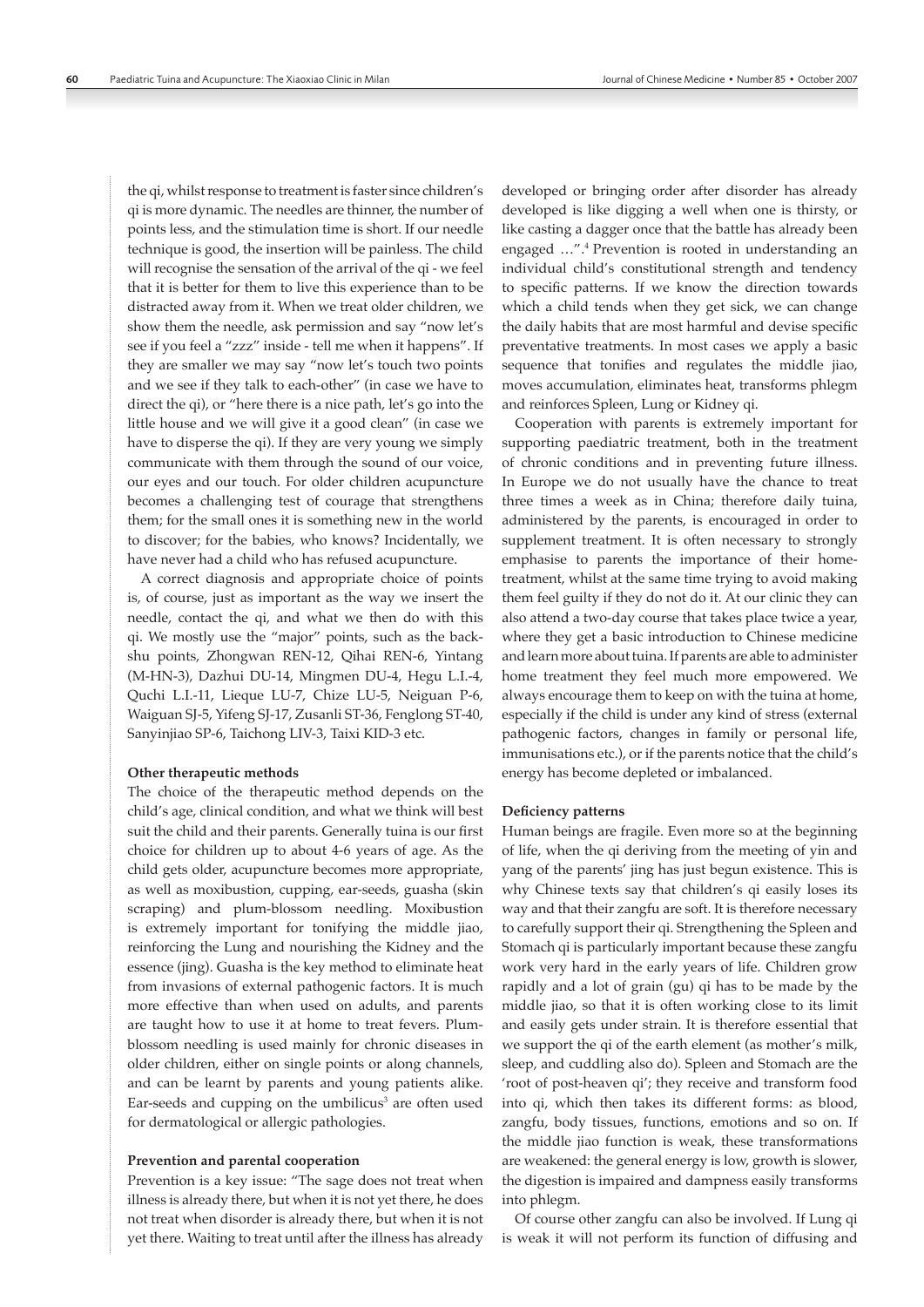the qi, whilst response to treatment is faster since children's qi is more dynamic. The needles are thinner, the number of points less, and the stimulation time is short. If our needle technique is good, the insertion will be painless. The child will recognise the sensation of the arrival of the qi - we feel that it is better for them to live this experience than to be distracted away from it. When we treat older children, we show them the needle, ask permission and say "now let's see if you feel a "zzz" inside - tell me when it happens". If they are smaller we may say "now let's touch two points and we see if they talk to each-other" (in case we have to direct the qi), or "here there is a nice path, let's go into the little house and we will give it a good clean" (in case we have to disperse the qi). If they are very young we simply communicate with them through the sound of our voice, our eyes and our touch. For older children acupuncture becomes a challenging test of courage that strengthens them; for the small ones it is something new in the world to discover; for the babies, who knows? Incidentally, we have never had a child who has refused acupuncture.

A correct diagnosis and appropriate choice of points is, of course, just as important as the way we insert the needle, contact the qi, and what we then do with this qi. We mostly use the "major" points, such as the back-shu points, Zhongwan REN-12, Qihai REN-6, Yintang (M-HN-3), Dazhui DU-14, Mingmen DU-4, Hegu L.I.-4, Quchi L.I.-11, Lieque LU-7, Chize LU-5, Neiguan P-6, Waiguan SJ-5, Yifeng SJ-17, Zusanli ST-36, Fenglong ST-40, Sanyinjiao SP-6, Taichong LIV-3, Taixi KID-3 etc.

**Other therapeutic methods**

The choice of the therapeutic method depends on the child's age, clinical condition, and what we think will best suit the child and their parents. Generally tuina is our first choice for children up to about 4-6 years of age. As the child gets older, acupuncture becomes more appropriate, as well as moxibustion, cupping, ear-seeds, guasha (skin scraping) and plum-blossom needling. Moxibustion is extremely important for tonifying the middle jiao, reinforcing the Lung and nourishing the Kidney and the essence (jing). Guasha is the key method to eliminate heat from invasions of external pathogenic factors. It is much more effective than when used on adults, and parents are taught how to use it at home to treat fevers. Plum-blossom needling is used mainly for chronic diseases in older children, either on single points or along channels, and can be learnt by parents and young patients alike. Ear-seeds and cupping on the umbilicus[3] are often used for dermatological or allergic pathologies.

**Prevention and parental cooperation**

Prevention is a key issue: "The sage does not treat when illness is already there, but when it is not yet there, he does not treat when disorder is already there, but when it is not yet there. Waiting to treat until after the illness has already developed or bringing order after disorder has already developed is like digging a well when one is thirsty, or like casting a dagger once that the battle has already been engaged …".[4] Prevention is rooted in understanding an individual child's constitutional strength and tendency to specific patterns. If we know the direction towards which a child tends when they get sick, we can change the daily habits that are most harmful and devise specific preventative treatments. In most cases we apply a basic sequence that tonifies and regulates the middle jiao, moves accumulation, eliminates heat, transforms phlegm and reinforces Spleen, Lung or Kidney qi.

Cooperation with parents is extremely important for supporting paediatric treatment, both in the treatment of chronic conditions and in preventing future illness. In Europe we do not usually have the chance to treat three times a week as in China; therefore daily tuina, administered by the parents, is encouraged in order to supplement treatment. It is often necessary to strongly emphasise to parents the importance of their home-treatment, whilst at the same time trying to avoid making them feel guilty if they do not do it. At our clinic they can also attend a two-day course that takes place twice a year, where they get a basic introduction to Chinese medicine and learn more about tuina. If parents are able to administer home treatment they feel much more empowered. We always encourage them to keep on with the tuina at home, especially if the child is under any kind of stress (external pathogenic factors, changes in family or personal life, immunisations etc.), or if the parents notice that the child's energy has become depleted or imbalanced.

**Deficiency patterns**

Human beings are fragile. Even more so at the beginning of life, when the qi deriving from the meeting of yin and yang of the parents' jing has just begun existence. This is why Chinese texts say that children's qi easily loses its way and that their zangfu are soft. It is therefore necessary to carefully support their qi. Strengthening the Spleen and Stomach qi is particularly important because these zangfu work very hard in the early years of life. Children grow rapidly and a lot of grain (gu) qi has to be made by the middle jiao, so that it is often working close to its limit and easily gets under strain. It is therefore essential that we support the qi of the earth element (as mother's milk, sleep, and cuddling also do). Spleen and Stomach are the 'root of post-heaven qi'; they receive and transform food into qi, which then takes its different forms: as blood, zangfu, body tissues, functions, emotions and so on. If the middle jiao function is weak, these transformations are weakened: the general energy is low, growth is slower, the digestion is impaired and dampness easily transforms into phlegm.

Of course other zangfu can also be involved. If Lung qi is weak it will not perform its function of diffusing and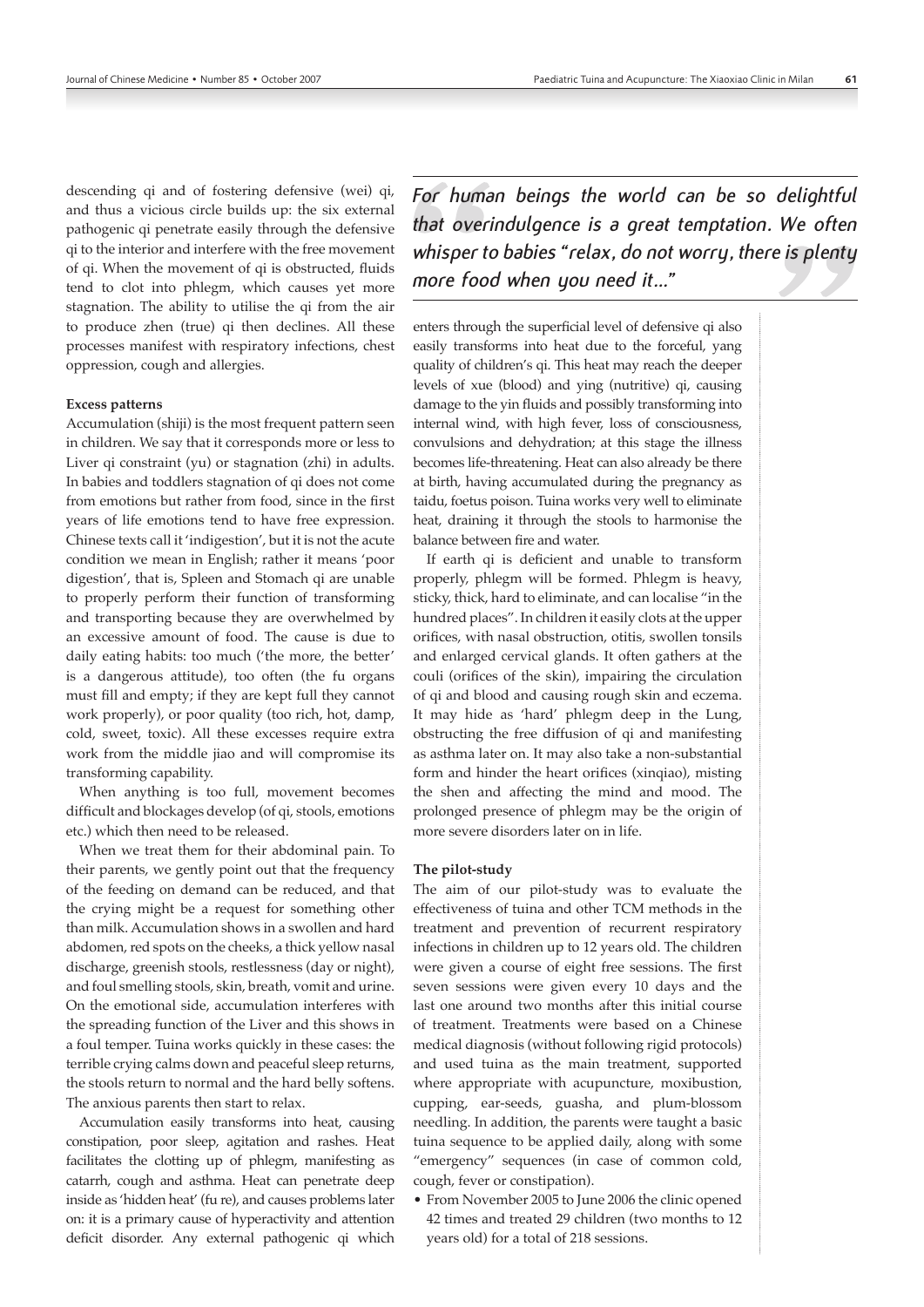descending qi and of fostering defensive (wei) qi, and thus a vicious circle builds up: the six external pathogenic qi penetrate easily through the defensive qi to the interior and interfere with the free movement of qi. When the movement of qi is obstructed, fluids tend to clot into phlegm, which causes yet more stagnation. The ability to utilise the qi from the air to produce zhen (true) qi then declines. All these processes manifest with respiratory infections, chest oppression, cough and allergies.

**Excess patterns**

Accumulation (shiji) is the most frequent pattern seen in children. We say that it corresponds more or less to Liver qi constraint (yu) or stagnation (zhi) in adults. In babies and toddlers stagnation of qi does not come from emotions but rather from food, since in the first years of life emotions tend to have free expression. Chinese texts call it 'indigestion', but it is not the acute condition we mean in English; rather it means 'poor digestion', that is, Spleen and Stomach qi are unable to properly perform their function of transforming and transporting because they are overwhelmed by an excessive amount of food. The cause is due to daily eating habits: too much ('the more, the better' is a dangerous attitude), too often (the fu organs must fill and empty; if they are kept full they cannot work properly), or poor quality (too rich, hot, damp, cold, sweet, toxic). All these excesses require extra work from the middle jiao and will compromise its transforming capability.

When anything is too full, movement becomes difficult and blockages develop (of qi, stools, emotions etc.) which then need to be released.

When we treat them for their abdominal pain. To their parents, we gently point out that the frequency of the feeding on demand can be reduced, and that the crying might be a request for something other than milk. Accumulation shows in a swollen and hard abdomen, red spots on the cheeks, a thick yellow nasal discharge, greenish stools, restlessness (day or night), and foul smelling stools, skin, breath, vomit and urine. On the emotional side, accumulation interferes with the spreading function of the Liver and this shows in a foul temper. Tuina works quickly in these cases: the terrible crying calms down and peaceful sleep returns, the stools return to normal and the hard belly softens. The anxious parents then start to relax.

Accumulation easily transforms into heat, causing constipation, poor sleep, agitation and rashes. Heat facilitates the clotting up of phlegm, manifesting as catarrh, cough and asthma. Heat can penetrate deep inside as 'hidden heat' (fu re), and causes problems later on: it is a primary cause of hyperactivity and attention deficit disorder. Any external pathogenic qi which enters through the superficial level of defensive qi also easily transforms into heat due to the forceful, yang quality of children's qi. This heat may reach the deeper levels of xue (blood) and ying (nutritive) qi, causing damage to the yin fluids and possibly transforming into internal wind, with high fever, loss of consciousness, convulsions and dehydration; at this stage the illness becomes life-threatening. Heat can also already be there at birth, having accumulated during the pregnancy as taidu, foetus poison. Tuina works very well to eliminate heat, draining it through the stools to harmonise the balance between fire and water.

> *For human beings the world can be so delightful that overindulgence is a great temptation. We often whisper to babies "relax, do not worry, there is plenty more food when you need it..."*

If earth qi is deficient and unable to transform properly, phlegm will be formed. Phlegm is heavy, sticky, thick, hard to eliminate, and can localise "in the hundred places". In children it easily clots at the upper orifices, with nasal obstruction, otitis, swollen tonsils and enlarged cervical glands. It often gathers at the couli (orifices of the skin), impairing the circulation of qi and blood and causing rough skin and eczema. It may hide as 'hard' phlegm deep in the Lung, obstructing the free diffusion of qi and manifesting as asthma later on. It may also take a non-substantial form and hinder the heart orifices (xinqiao), misting the shen and affecting the mind and mood. The prolonged presence of phlegm may be the origin of more severe disorders later on in life.

**The pilot-study**

The aim of our pilot-study was to evaluate the effectiveness of tuina and other TCM methods in the treatment and prevention of recurrent respiratory infections in children up to 12 years old. The children were given a course of eight free sessions. The first seven sessions were given every 10 days and the last one around two months after this initial course of treatment. Treatments were based on a Chinese medical diagnosis (without following rigid protocols) and used tuina as the main treatment, supported where appropriate with acupuncture, moxibustion, cupping, ear-seeds, guasha, and plum-blossom needling. In addition, the parents were taught a basic tuina sequence to be applied daily, along with some "emergency" sequences (in case of common cold, cough, fever or constipation).

- From November 2005 to June 2006 the clinic opened 42 times and treated 29 children (two months to 12 years old) for a total of 218 sessions.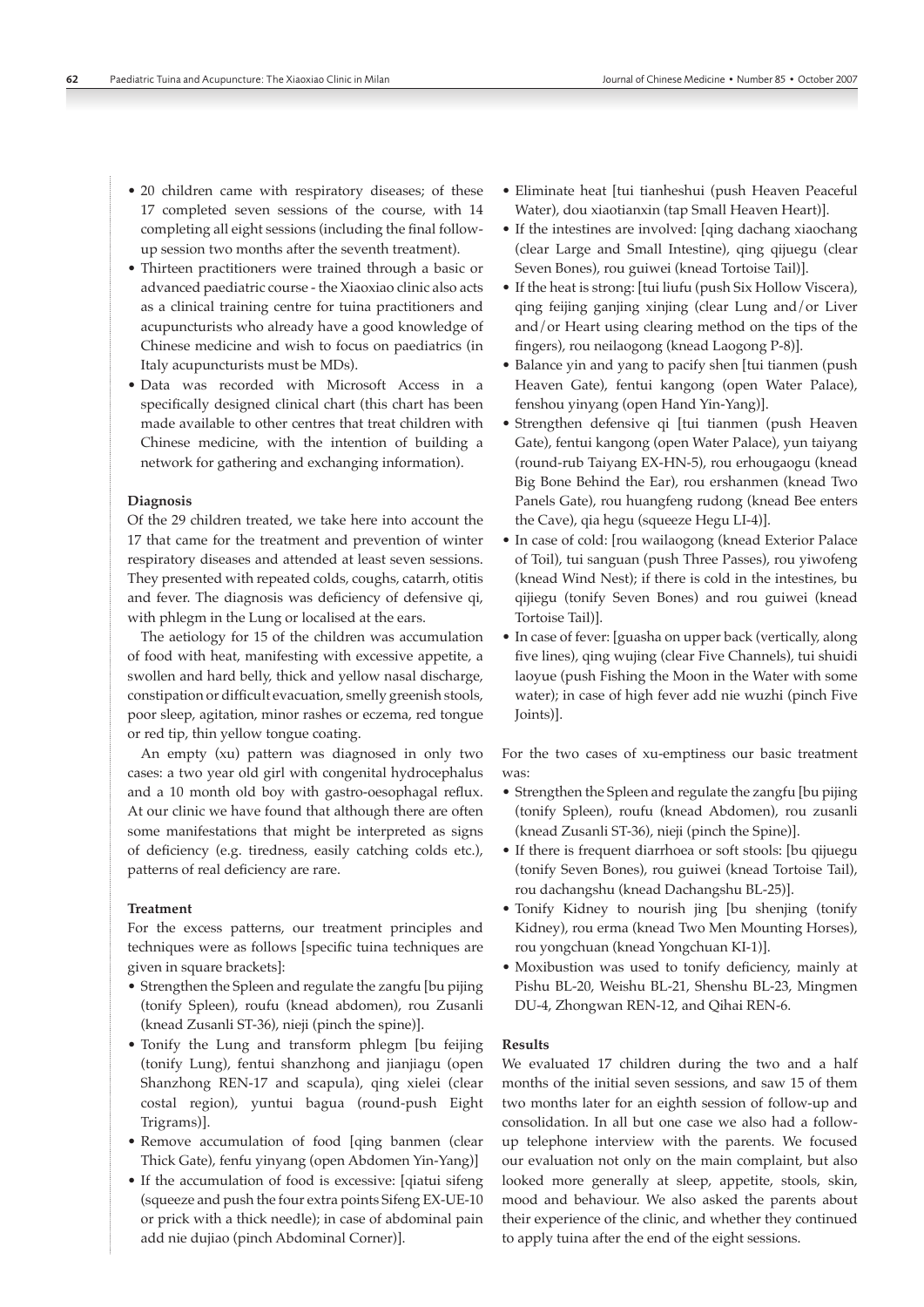- 20 children came with respiratory diseases; of these 17 completed seven sessions of the course, with 14 completing all eight sessions (including the final follow-up session two months after the seventh treatment).
- Thirteen practitioners were trained through a basic or advanced paediatric course - the Xiaoxiao clinic also acts as a clinical training centre for tuina practitioners and acupuncturists who already have a good knowledge of Chinese medicine and wish to focus on paediatrics (in Italy acupuncturists must be MDs).
- Data was recorded with Microsoft Access in a specifically designed clinical chart (this chart has been made available to other centres that treat children with Chinese medicine, with the intention of building a network for gathering and exchanging information).

**Diagnosis**

Of the 29 children treated, we take here into account the 17 that came for the treatment and prevention of winter respiratory diseases and attended at least seven sessions. They presented with repeated colds, coughs, catarrh, otitis and fever. The diagnosis was deficiency of defensive qi, with phlegm in the Lung or localised at the ears.

The aetiology for 15 of the children was accumulation of food with heat, manifesting with excessive appetite, a swollen and hard belly, thick and yellow nasal discharge, constipation or difficult evacuation, smelly greenish stools, poor sleep, agitation, minor rashes or eczema, red tongue or red tip, thin yellow tongue coating.

An empty (xu) pattern was diagnosed in only two cases: a two year old girl with congenital hydrocephalus and a 10 month old boy with gastro-oesophagal reflux. At our clinic we have found that although there are often some manifestations that might be interpreted as signs of deficiency (e.g. tiredness, easily catching colds etc.), patterns of real deficiency are rare.

**Treatment**

For the excess patterns, our treatment principles and techniques were as follows [specific tuina techniques are given in square brackets]:

- Strengthen the Spleen and regulate the zangfu [bu pijing (tonify Spleen), roufu (knead abdomen), rou Zusanli (knead Zusanli ST-36), nieji (pinch the spine)].
- Tonify the Lung and transform phlegm [bu feijing (tonify Lung), fentui shanzhong and jianjiagu (open Shanzhong REN-17 and scapula), qing xielei (clear costal region), yuntui bagua (round-push Eight Trigrams)].
- Remove accumulation of food [qing banmen (clear Thick Gate), fenfu yinyang (open Abdomen Yin-Yang)]
- If the accumulation of food is excessive: [qiatui sifeng (squeeze and push the four extra points Sifeng EX-UE-10 or prick with a thick needle); in case of abdominal pain add nie dujiao (pinch Abdominal Corner)].
- Eliminate heat [tui tianheshui (push Heaven Peaceful Water), dou xiaotianxin (tap Small Heaven Heart)].
- If the intestines are involved: [qing dachang xiaochang (clear Large and Small Intestine), qing qijuegu (clear Seven Bones), rou guiwei (knead Tortoise Tail)].
- If the heat is strong: [tui liufu (push Six Hollow Viscera), qing feijing ganjing xinjing (clear Lung and/or Liver and/or Heart using clearing method on the tips of the fingers), rou neilaogong (knead Laogong P-8)].
- Balance yin and yang to pacify shen [tui tianmen (push Heaven Gate), fentui kangong (open Water Palace), fenshou yinyang (open Hand Yin-Yang)].
- Strengthen defensive qi [tui tianmen (push Heaven Gate), fentui kangong (open Water Palace), yun taiyang (round-rub Taiyang EX-HN-5), rou erhougaogu (knead Big Bone Behind the Ear), rou ershanmen (knead Two Panels Gate), rou huangfeng rudong (knead Bee enters the Cave), qia hegu (squeeze Hegu LI-4)].
- In case of cold: [rou wailaogong (knead Exterior Palace of Toil), tui sanguan (push Three Passes), rou yiwofeng (knead Wind Nest); if there is cold in the intestines, bu qijiegu (tonify Seven Bones) and rou guiwei (knead Tortoise Tail)].
- In case of fever: [guasha on upper back (vertically, along five lines), qing wujing (clear Five Channels), tui shuidi laoyue (push Fishing the Moon in the Water with some water); in case of high fever add nie wuzhi (pinch Five Joints)].

For the two cases of xu-emptiness our basic treatment was:

- Strengthen the Spleen and regulate the zangfu [bu pijing (tonify Spleen), roufu (knead Abdomen), rou zusanli (knead Zusanli ST-36), nieji (pinch the Spine)].
- If there is frequent diarrhoea or soft stools: [bu qijuegu (tonify Seven Bones), rou guiwei (knead Tortoise Tail), rou dachangshu (knead Dachangshu BL-25)].
- Tonify Kidney to nourish jing [bu shenjing (tonify Kidney), rou erma (knead Two Men Mounting Horses), rou yongchuan (knead Yongchuan KI-1)].
- Moxibustion was used to tonify deficiency, mainly at Pishu BL-20, Weishu BL-21, Shenshu BL-23, Mingmen DU-4, Zhongwan REN-12, and Qihai REN-6.

**Results**

We evaluated 17 children during the two and a half months of the initial seven sessions, and saw 15 of them two months later for an eighth session of follow-up and consolidation. In all but one case we also had a follow-up telephone interview with the parents. We focused our evaluation not only on the main complaint, but also looked more generally at sleep, appetite, stools, skin, mood and behaviour. We also asked the parents about their experience of the clinic, and whether they continued to apply tuina after the end of the eight sessions.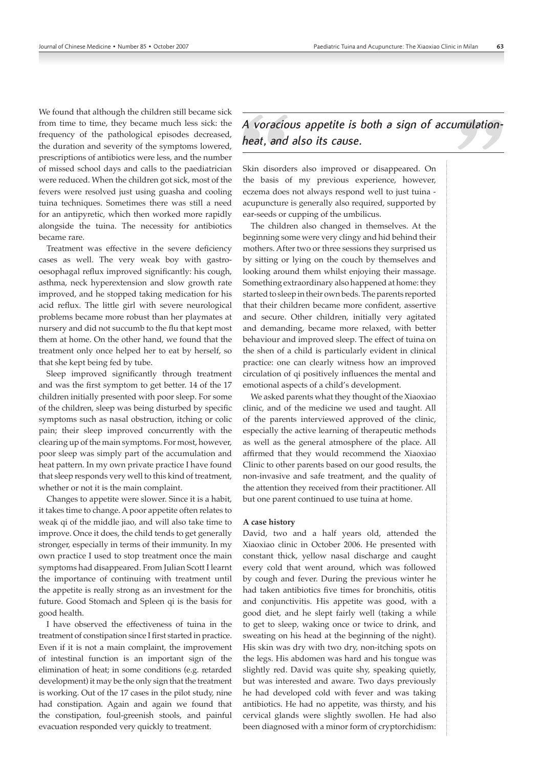We found that although the children still became sick from time to time, they became much less sick: the frequency of the pathological episodes decreased, the duration and severity of the symptoms lowered, prescriptions of antibiotics were less, and the number of missed school days and calls to the paediatrician were reduced. When the children got sick, most of the fevers were resolved just using guasha and cooling tuina techniques. Sometimes there was still a need for an antipyretic, which then worked more rapidly alongside the tuina. The necessity for antibiotics became rare.

Treatment was effective in the severe deficiency cases as well. The very weak boy with gastro-oesophagal reflux improved significantly: his cough, asthma, neck hyperextension and slow growth rate improved, and he stopped taking medication for his acid reflux. The little girl with severe neurological problems became more robust than her playmates at nursery and did not succumb to the flu that kept most them at home. On the other hand, we found that the treatment only once helped her to eat by herself, so that she kept being fed by tube.

Sleep improved significantly through treatment and was the first symptom to get better. 14 of the 17 children initially presented with poor sleep. For some of the children, sleep was being disturbed by specific symptoms such as nasal obstruction, itching or colic pain; their sleep improved concurrently with the clearing up of the main symptoms. For most, however, poor sleep was simply part of the accumulation and heat pattern. In my own private practice I have found that sleep responds very well to this kind of treatment, whether or not it is the main complaint.

Changes to appetite were slower. Since it is a habit, it takes time to change. A poor appetite often relates to weak qi of the middle jiao, and will also take time to improve. Once it does, the child tends to get generally stronger, especially in terms of their immunity. In my own practice I used to stop treatment once the main symptoms had disappeared. From Julian Scott I learnt the importance of continuing with treatment until the appetite is really strong as an investment for the future. Good Stomach and Spleen qi is the basis for good health.

I have observed the effectiveness of tuina in the treatment of constipation since I first started in practice. Even if it is not a main complaint, the improvement of intestinal function is an important sign of the elimination of heat; in some conditions (e.g. retarded development) it may be the only sign that the treatment is working. Out of the 17 cases in the pilot study, nine had constipation. Again and again we found that the constipation, foul-greenish stools, and painful evacuation responded very quickly to treatment.

> *A voracious appetite is both a sign of accumulation-heat, and also its cause.*

Skin disorders also improved or disappeared. On the basis of my previous experience, however, eczema does not always respond well to just tuina - acupuncture is generally also required, supported by ear-seeds or cupping of the umbilicus.

The children also changed in themselves. At the beginning some were very clingy and hid behind their mothers. After two or three sessions they surprised us by sitting or lying on the couch by themselves and looking around them whilst enjoying their massage. Something extraordinary also happened at home: they started to sleep in their own beds. The parents reported that their children became more confident, assertive and secure. Other children, initially very agitated and demanding, became more relaxed, with better behaviour and improved sleep. The effect of tuina on the shen of a child is particularly evident in clinical practice: one can clearly witness how an improved circulation of qi positively influences the mental and emotional aspects of a child's development.

We asked parents what they thought of the Xiaoxiao clinic, and of the medicine we used and taught. All of the parents interviewed approved of the clinic, especially the active learning of therapeutic methods as well as the general atmosphere of the place. All affirmed that they would recommend the Xiaoxiao Clinic to other parents based on our good results, the non-invasive and safe treatment, and the quality of the attention they received from their practitioner. All but one parent continued to use tuina at home.

**A case history**

David, two and a half years old, attended the Xiaoxiao clinic in October 2006. He presented with constant thick, yellow nasal discharge and caught every cold that went around, which was followed by cough and fever. During the previous winter he had taken antibiotics five times for bronchitis, otitis and conjunctivitis. His appetite was good, with a good diet, and he slept fairly well (taking a while to get to sleep, waking once or twice to drink, and sweating on his head at the beginning of the night). His skin was dry with two dry, non-itching spots on the legs. His abdomen was hard and his tongue was slightly red. David was quite shy, speaking quietly, but was interested and aware. Two days previously he had developed cold with fever and was taking antibiotics. He had no appetite, was thirsty, and his cervical glands were slightly swollen. He had also been diagnosed with a minor form of cryptorchidism: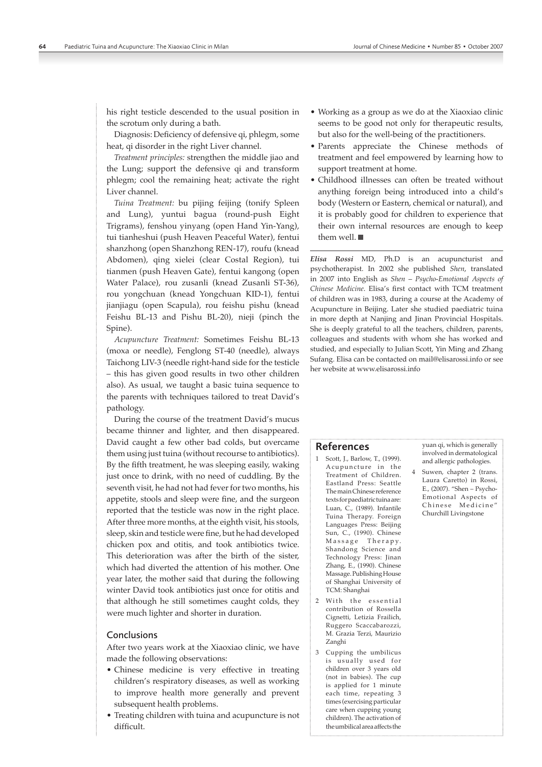his right testicle descended to the usual position in the scrotum only during a bath.

Diagnosis: Deficiency of defensive qi, phlegm, some heat, qi disorder in the right Liver channel.

*Treatment principles:* strengthen the middle jiao and the Lung; support the defensive qi and transform phlegm; cool the remaining heat; activate the right Liver channel.

*Tuina Treatment:* bu pijing feijing (tonify Spleen and Lung), yuntui bagua (round-push Eight Trigrams), fenshou yinyang (open Hand Yin-Yang), tui tianheshui (push Heaven Peaceful Water), fentui shanzhong (open Shanzhong REN-17), roufu (knead Abdomen), qing xielei (clear Costal Region), tui tianmen (push Heaven Gate), fentui kangong (open Water Palace), rou zusanli (knead Zusanli ST-36), rou yongchuan (knead Yongchuan KID-1), fentui jianjiagu (open Scapula), rou feishu pishu (knead Feishu BL-13 and Pishu BL-20), nieji (pinch the Spine).

*Acupuncture Treatment:* Sometimes Feishu BL-13 (moxa or needle), Fenglong ST-40 (needle), always Taichong LIV-3 (needle right-hand side for the testicle – this has given good results in two other children also). As usual, we taught a basic tuina sequence to the parents with techniques tailored to treat David's pathology.

During the course of the treatment David's mucus became thinner and lighter, and then disappeared. David caught a few other bad colds, but overcame them using just tuina (without recourse to antibiotics). By the fifth treatment, he was sleeping easily, waking just once to drink, with no need of cuddling. By the seventh visit, he had not had fever for two months, his appetite, stools and sleep were fine, and the surgeon reported that the testicle was now in the right place. After three more months, at the eighth visit, his stools, sleep, skin and testicle were fine, but he had developed chicken pox and otitis, and took antibiotics twice. This deterioration was after the birth of the sister, which had diverted the attention of his mother. One year later, the mother said that during the following winter David took antibiotics just once for otitis and that although he still sometimes caught colds, they were much lighter and shorter in duration.

## Conclusions

After two years work at the Xiaoxiao clinic, we have made the following observations:

- Chinese medicine is very effective in treating children's respiratory diseases, as well as working to improve health more generally and prevent subsequent health problems.
- Treating children with tuina and acupuncture is not difficult.
- Working as a group as we do at the Xiaoxiao clinic seems to be good not only for therapeutic results, but also for the well-being of the practitioners.
- Parents appreciate the Chinese methods of treatment and feel empowered by learning how to support treatment at home.
- Childhood illnesses can often be treated without anything foreign being introduced into a child's body (Western or Eastern, chemical or natural), and it is probably good for children to experience that their own internal resources are enough to keep them well. ■

***Elisa Rossi*** MD, Ph.D is an acupuncturist and psychotherapist. In 2002 she published *Shen*, translated in 2007 into English as *Shen – Psycho-Emotional Aspects of Chinese Medicine*. Elisa's first contact with TCM treatment of children was in 1983, during a course at the Academy of Acupuncture in Beijing. Later she studied paediatric tuina in more depth at Nanjing and Jinan Provincial Hospitals. She is deeply grateful to all the teachers, children, parents, colleagues and students with whom she has worked and studied, and especially to Julian Scott, Yin Ming and Zhang Sufang. Elisa can be contacted on mail@elisarossi.info or see her website at www.elisarossi.info

## References

1. Scott, J., Barlow, T., (1999). Acupuncture in the Treatment of Children. Eastland Press: Seattle The main Chinese reference texts for paediatric tuina are: Luan, C., (1989). Infantile Tuina Therapy. Foreign Languages Press: Beijing Sun, C., (1990). Chinese Massage Therapy. Shandong Science and Technology Press: Jinan Zhang, E., (1990). Chinese Massage. Publishing House of Shanghai University of TCM: Shanghai
2. With the essential contribution of Rossella Cignetti, Letizia Frailich, Ruggero Scaccabarozzi, M. Grazia Terzi, Maurizio Zanghi
3. Cupping the umbilicus is usually used for children over 3 years old (not in babies). The cup is applied for 1 minute each time, repeating 3 times (exercising particular care when cupping young children). The activation of the umbilical area affects the yuan qi, which is generally involved in dermatological and allergic pathologies.
4. Suwen, chapter 2 (trans. Laura Caretto) in Rossi, E., (2007). "Shen – Psycho-Emotional Aspects of Chinese Medicine" Churchill Livingstone